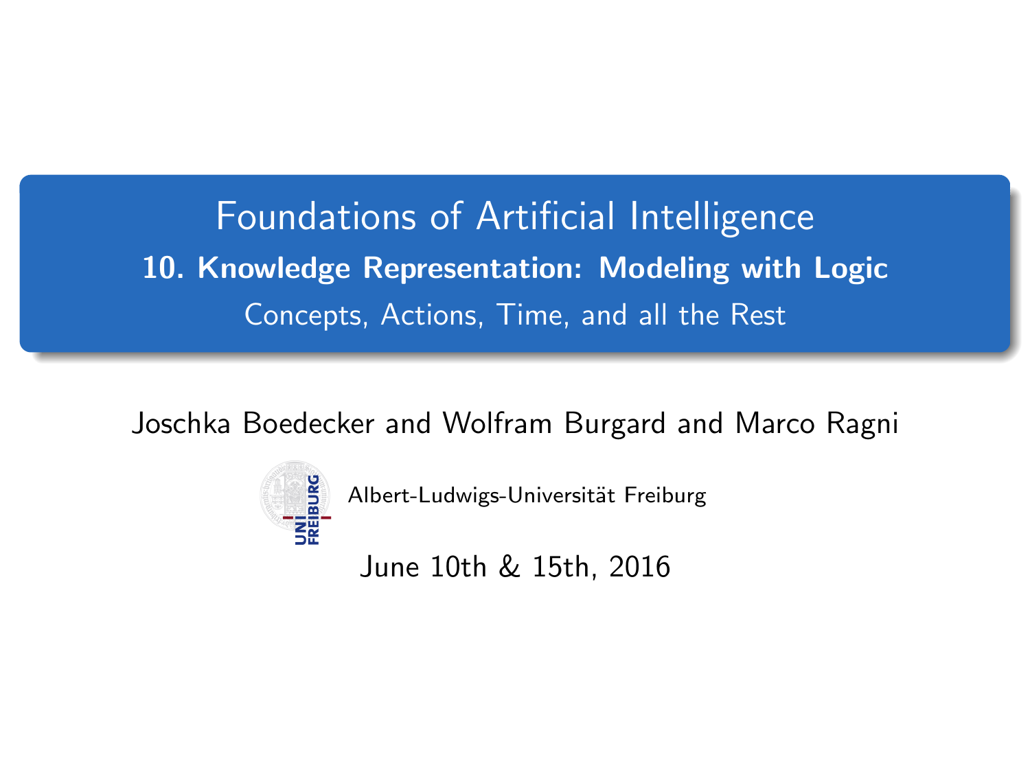# Foundations of Artificial Intelligence

## 10. Knowledge Representation: Modeling with Logic

Concepts, Actions, Time, and all the Rest

Joschka Boedecker and Wolfram Burgard and Marco Ragni

Albert-Ludwigs-Universität Freiburg

June 10th & 15th, 2016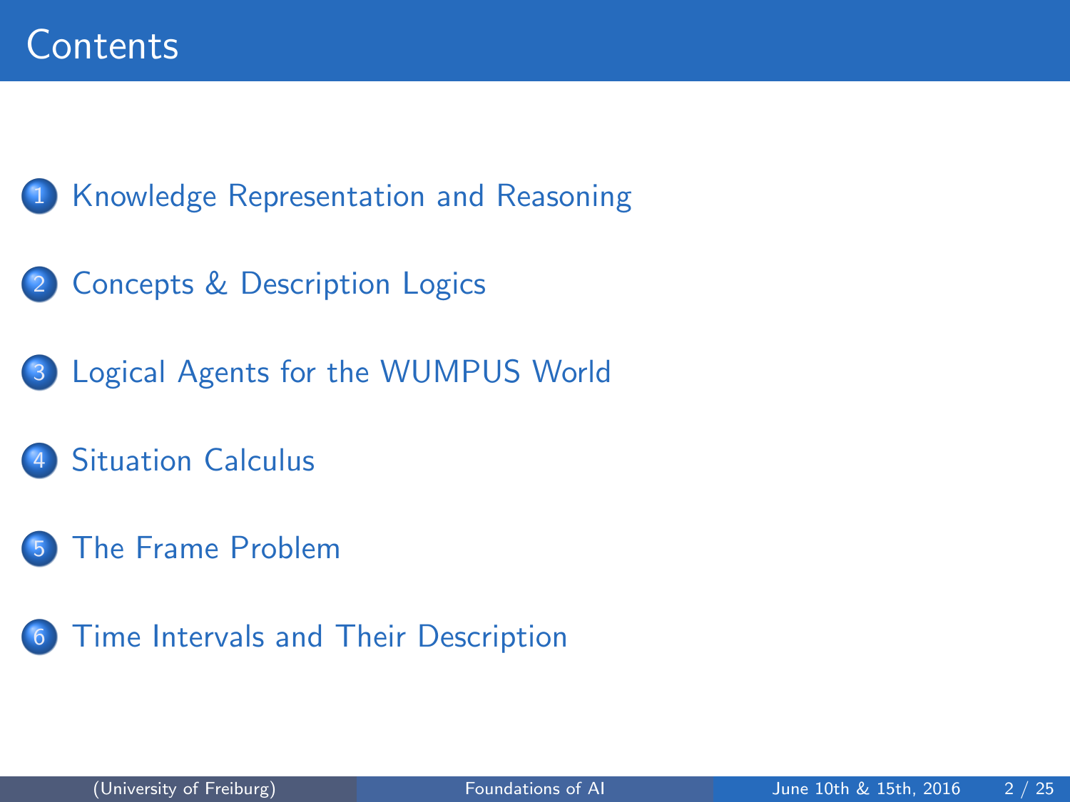# Contents

1. Knowledge Representation and Reasoning
2. Concepts & Description Logics
3. Logical Agents for the WUMPUS World
4. Situation Calculus
5. The Frame Problem
6. Time Intervals and Their Description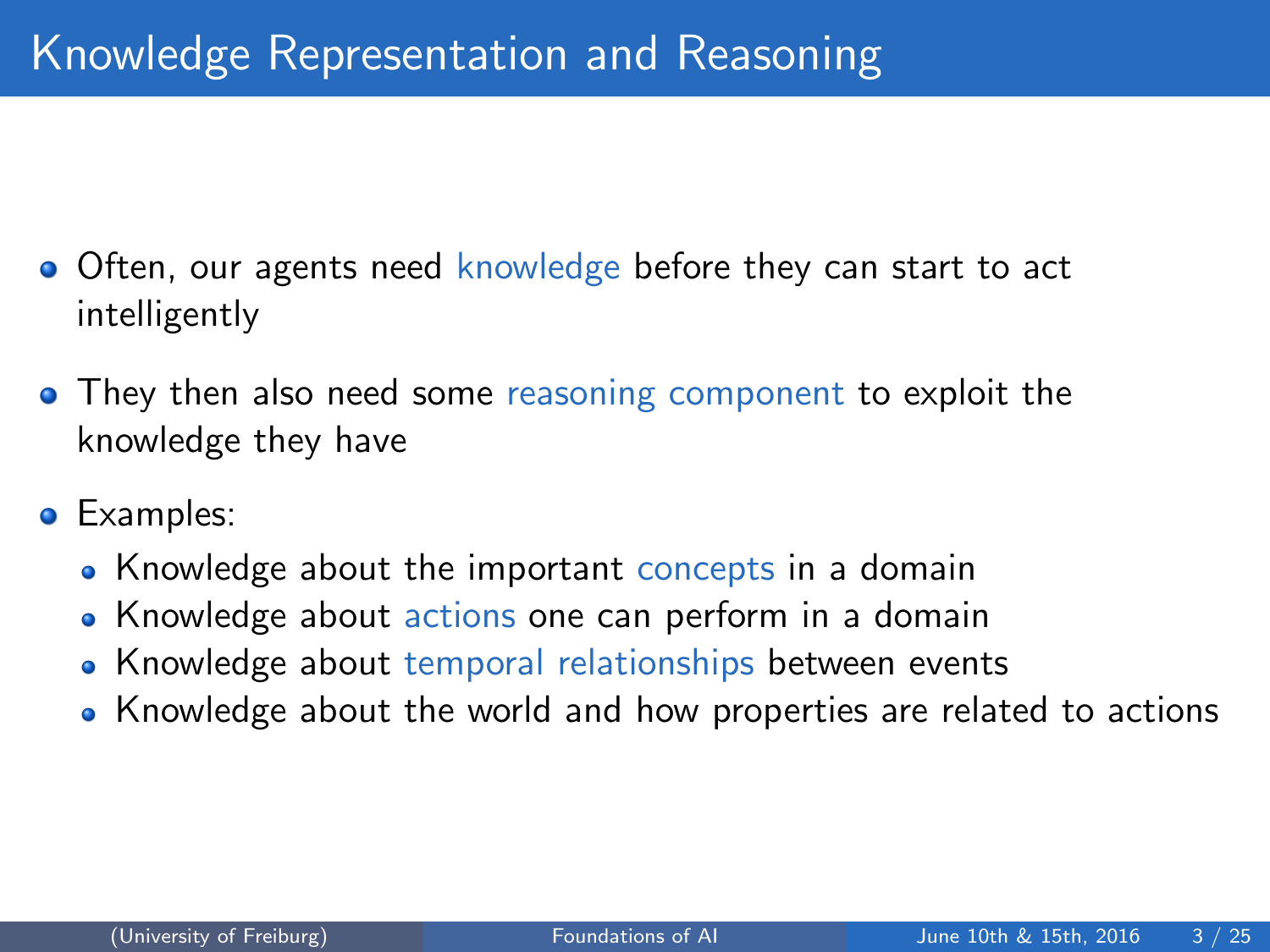# Knowledge Representation and Reasoning

- Often, our agents need knowledge before they can start to act intelligently
- They then also need some reasoning component to exploit the knowledge they have
- Examples:
  - Knowledge about the important concepts in a domain
  - Knowledge about actions one can perform in a domain
  - Knowledge about temporal relationships between events
  - Knowledge about the world and how properties are related to actions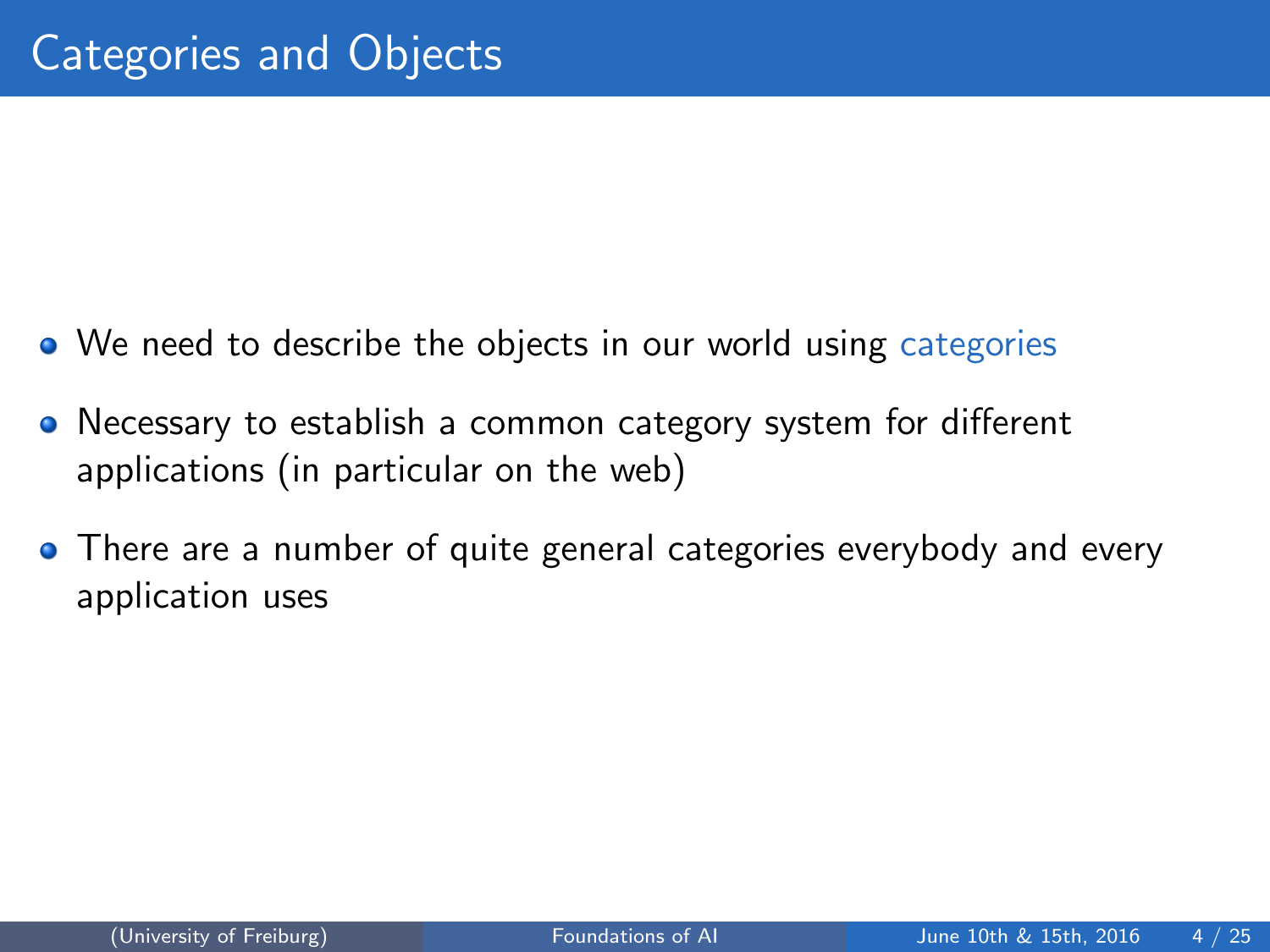# Categories and Objects

- We need to describe the objects in our world using categories
- Necessary to establish a common category system for different applications (in particular on the web)
- There are a number of quite general categories everybody and every application uses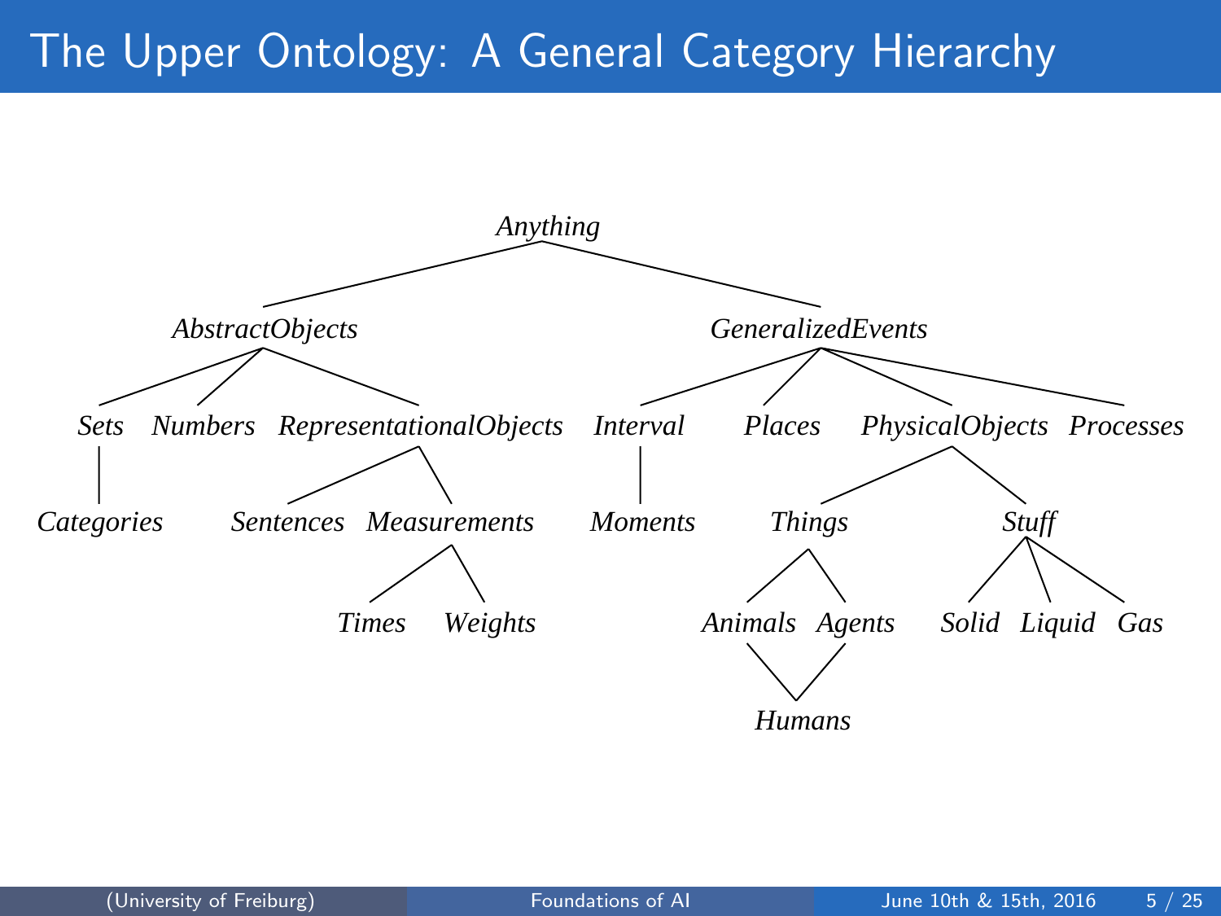# The Upper Ontology: A General Category Hierarchy

- *Anything*
  - *AbstractObjects*
    - *Sets*
      - *Categories*
    - *Numbers*
    - *RepresentationalObjects*
      - *Sentences*
      - *Measurements*
        - *Times*
        - *Weights*
  - *GeneralizedEvents*
    - *Interval*
      - *Moments*
    - *Places*
    - *PhysicalObjects*
      - *Things*
        - *Animals*
          - *Humans*
        - *Agents*
          - *Humans*
      - *Stuff*
        - *Solid*
        - *Liquid*
        - *Gas*
    - *Processes*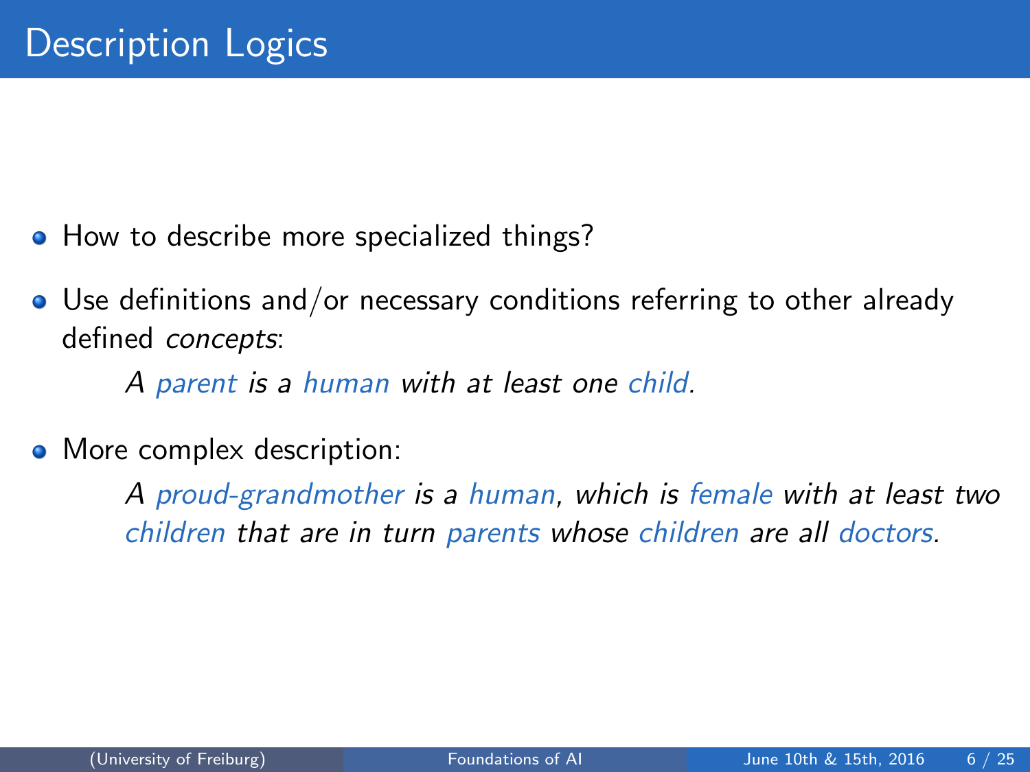# Description Logics

- How to describe more specialized things?
- Use definitions and/or necessary conditions referring to other already defined *concepts*:

  *A parent is a human with at least one child.*

- More complex description:

  *A proud-grandmother is a human, which is female with at least two children that are in turn parents whose children are all doctors.*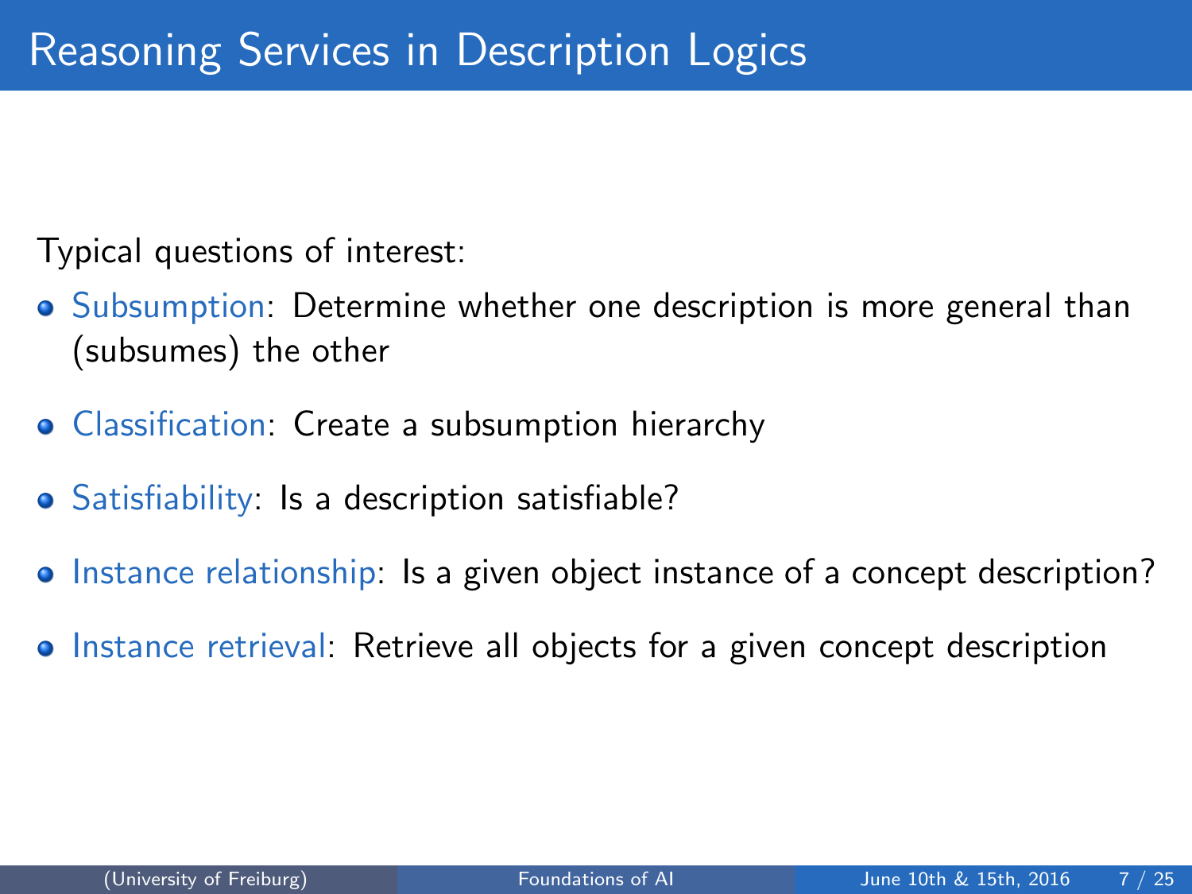# Reasoning Services in Description Logics

Typical questions of interest:

- Subsumption: Determine whether one description is more general than (subsumes) the other
- Classification: Create a subsumption hierarchy
- Satisfiability: Is a description satisfiable?
- Instance relationship: Is a given object instance of a concept description?
- Instance retrieval: Retrieve all objects for a given concept description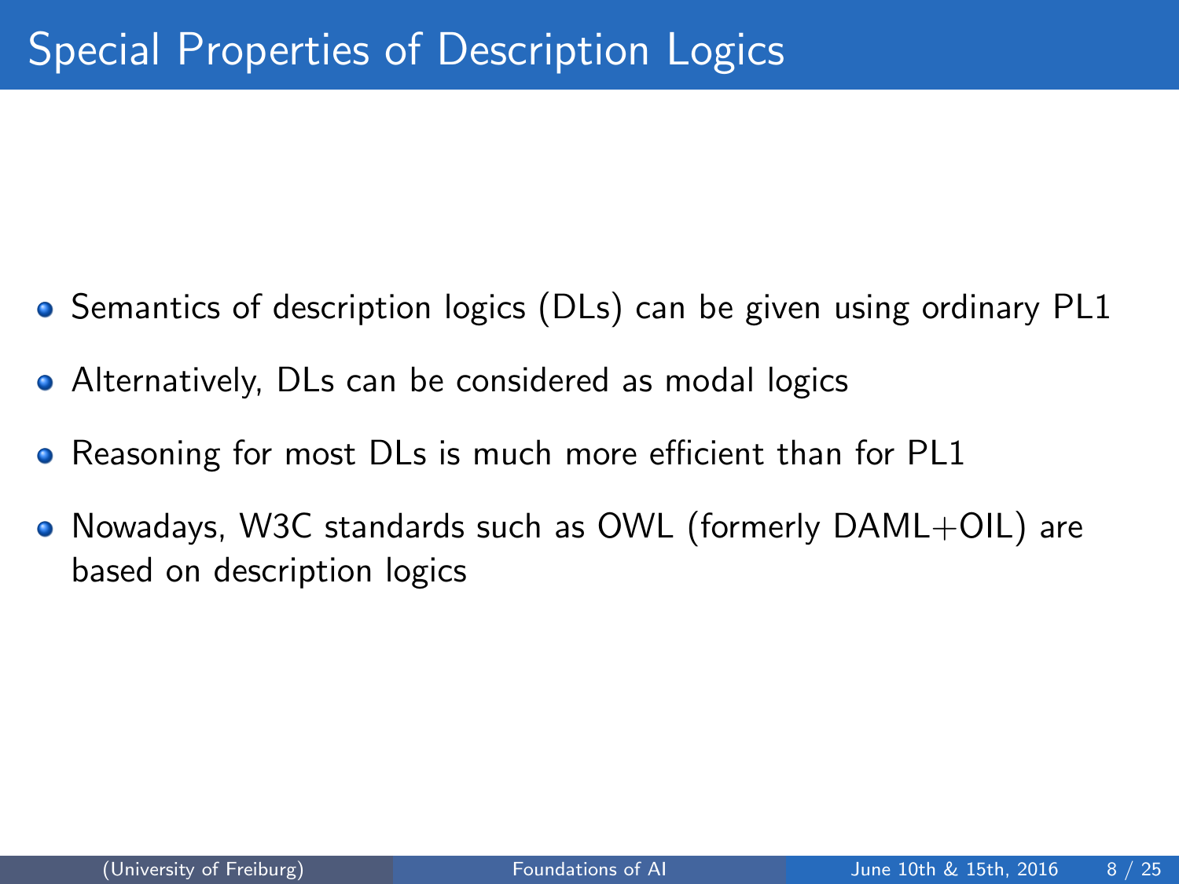# Special Properties of Description Logics

- Semantics of description logics (DLs) can be given using ordinary PL1
- Alternatively, DLs can be considered as modal logics
- Reasoning for most DLs is much more efficient than for PL1
- Nowadays, W3C standards such as OWL (formerly DAML+OIL) are based on description logics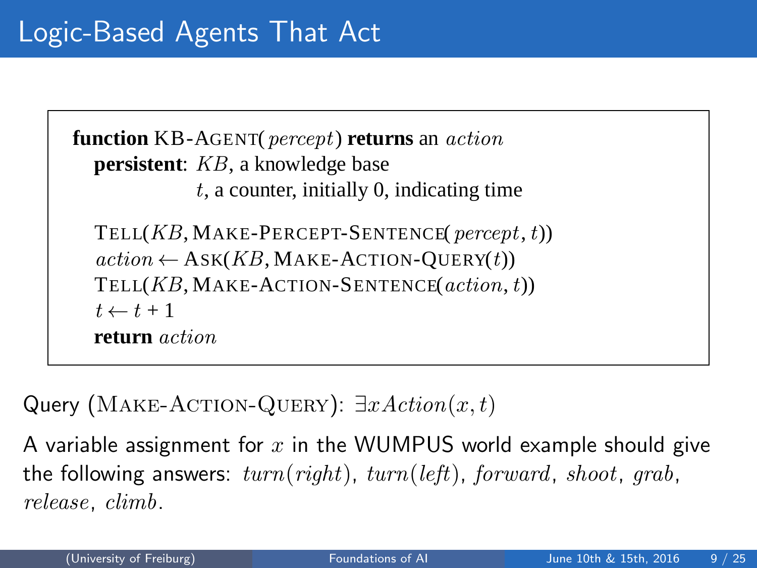# Logic-Based Agents That Act

```
function KB-AGENT(percept) returns an action
   persistent: KB, a knowledge base
               t, a counter, initially 0, indicating time

   TELL(KB, MAKE-PERCEPT-SENTENCE(percept, t))
   action ← ASK(KB, MAKE-ACTION-QUERY(t))
   TELL(KB, MAKE-ACTION-SENTENCE(action, t))
   t ← t + 1
   return action
```

Query (MAKE-ACTION-QUERY): $\exists x\, Action(x, t)$

A variable assignment for $x$ in the WUMPUS world example should give the following answers: $turn(right)$, $turn(left)$, $forward$, $shoot$, $grab$, $release$, $climb$.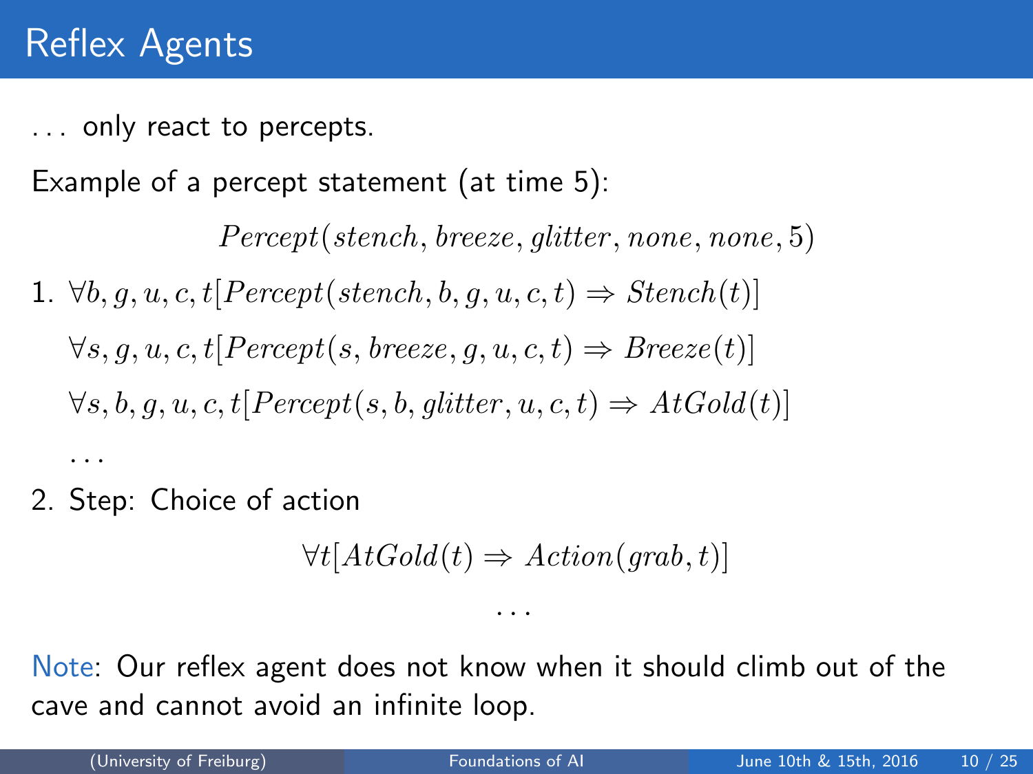# Reflex Agents

. . . only react to percepts.

Example of a percept statement (at time 5):

$$Percept(stench, breeze, glitter, none, none, 5)$$

1. $\forall b, g, u, c, t[Percept(stench, b, g, u, c, t) \Rightarrow Stench(t)]$

   $\forall s, g, u, c, t[Percept(s, breeze, g, u, c, t) \Rightarrow Breeze(t)]$

   $\forall s, b, g, u, c, t[Percept(s, b, glitter, u, c, t) \Rightarrow AtGold(t)]$

   . . .

2. Step: Choice of action

$$\forall t[AtGold(t) \Rightarrow Action(grab, t)]$$

$$\ldots$$

Note: Our reflex agent does not know when it should climb out of the cave and cannot avoid an infinite loop.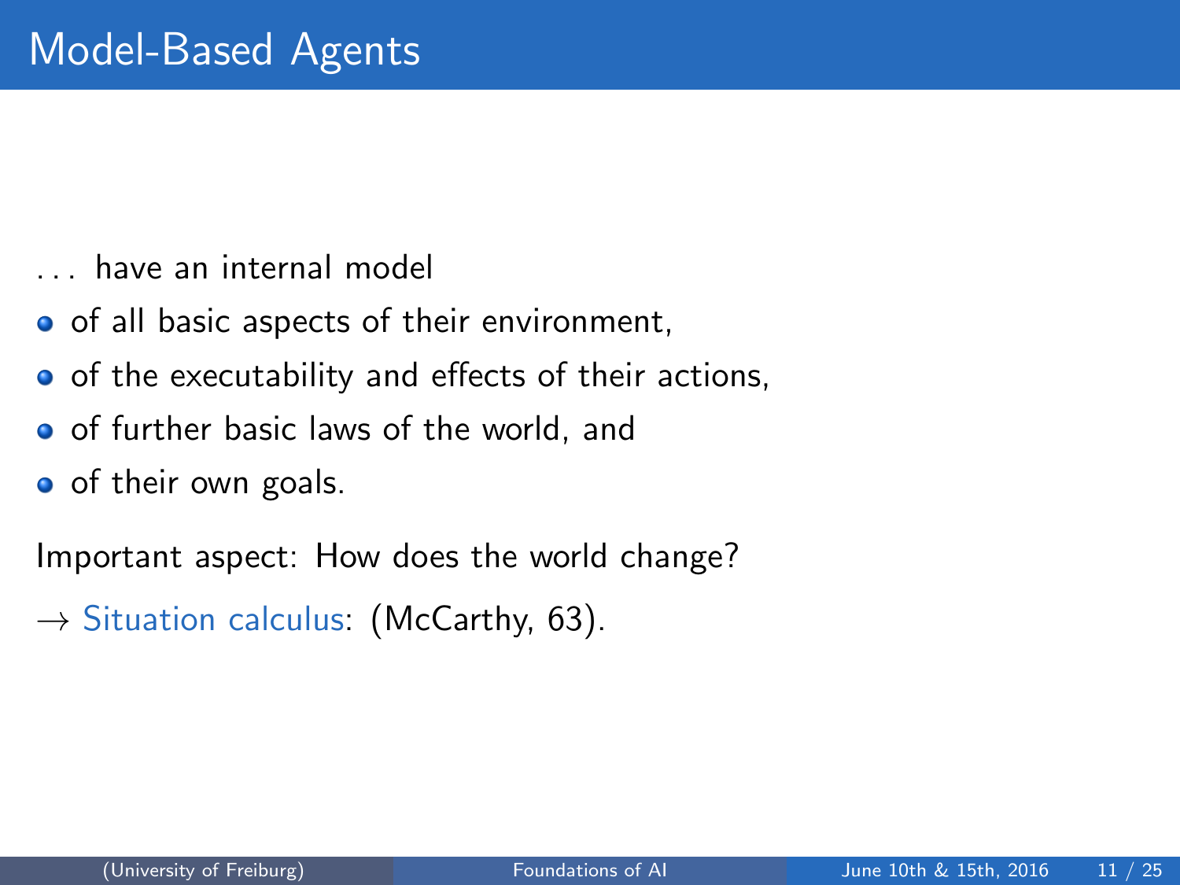# Model-Based Agents

... have an internal model

- of all basic aspects of their environment,
- of the executability and effects of their actions,
- of further basic laws of the world, and
- of their own goals.

Important aspect: How does the world change?

$\rightarrow$ Situation calculus: (McCarthy, 63).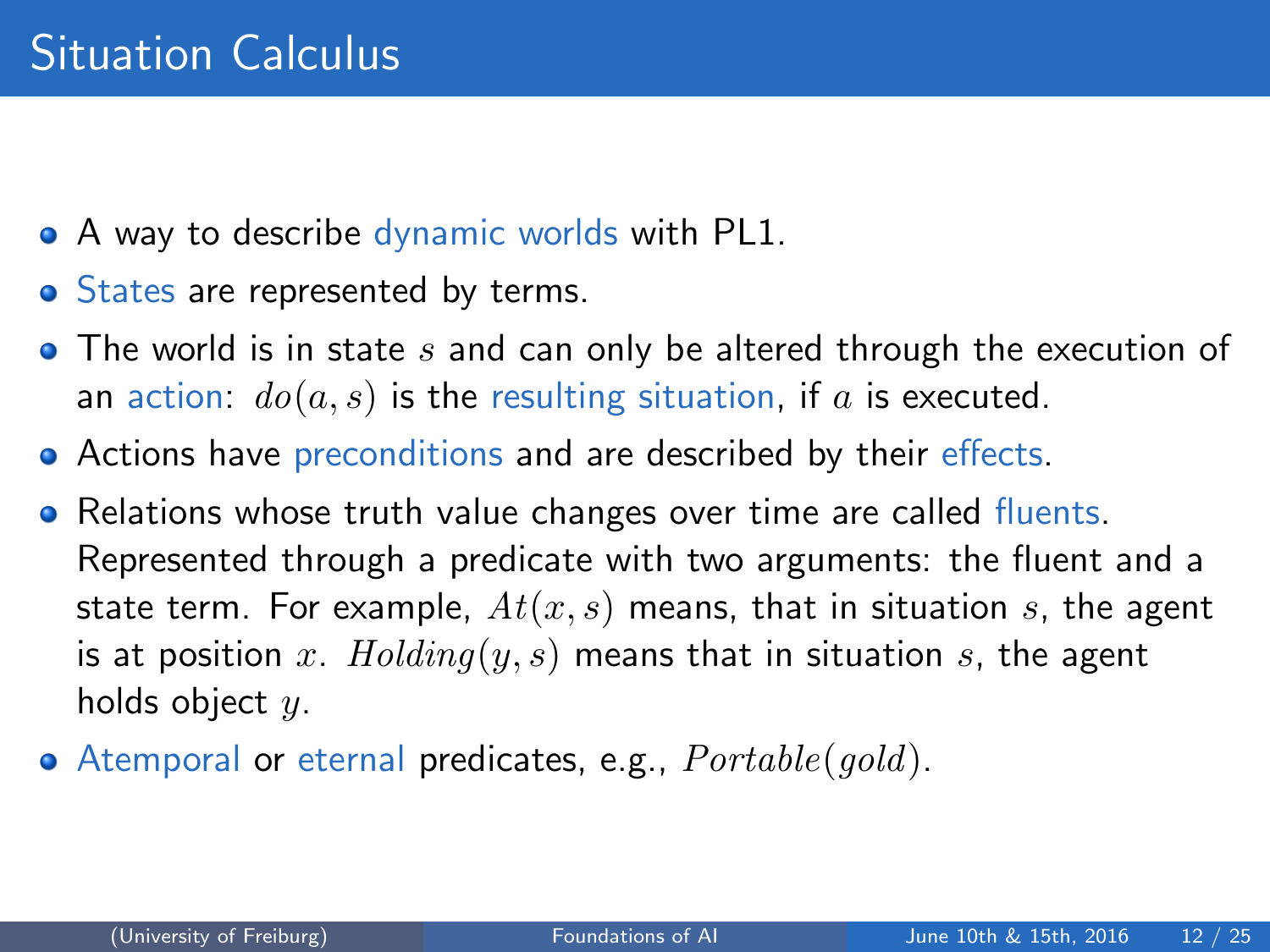# Situation Calculus

- A way to describe dynamic worlds with PL1.
- States are represented by terms.
- The world is in state $s$ and can only be altered through the execution of an action: $do(a, s)$ is the resulting situation, if $a$ is executed.
- Actions have preconditions and are described by their effects.
- Relations whose truth value changes over time are called fluents. Represented through a predicate with two arguments: the fluent and a state term. For example, $At(x, s)$ means, that in situation $s$, the agent is at position $x$. $Holding(y, s)$ means that in situation $s$, the agent holds object $y$.
- Atemporal or eternal predicates, e.g., $Portable(gold)$.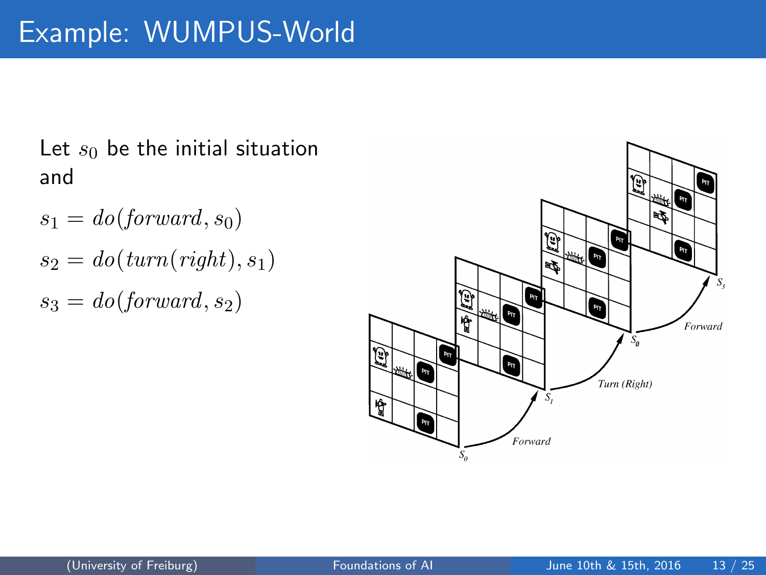# Example: WUMPUS-World

Let $s_0$ be the initial situation and

$s_1 = do(forward, s_0)$

$s_2 = do(turn(right), s_1)$

$s_3 = do(forward, s_2)$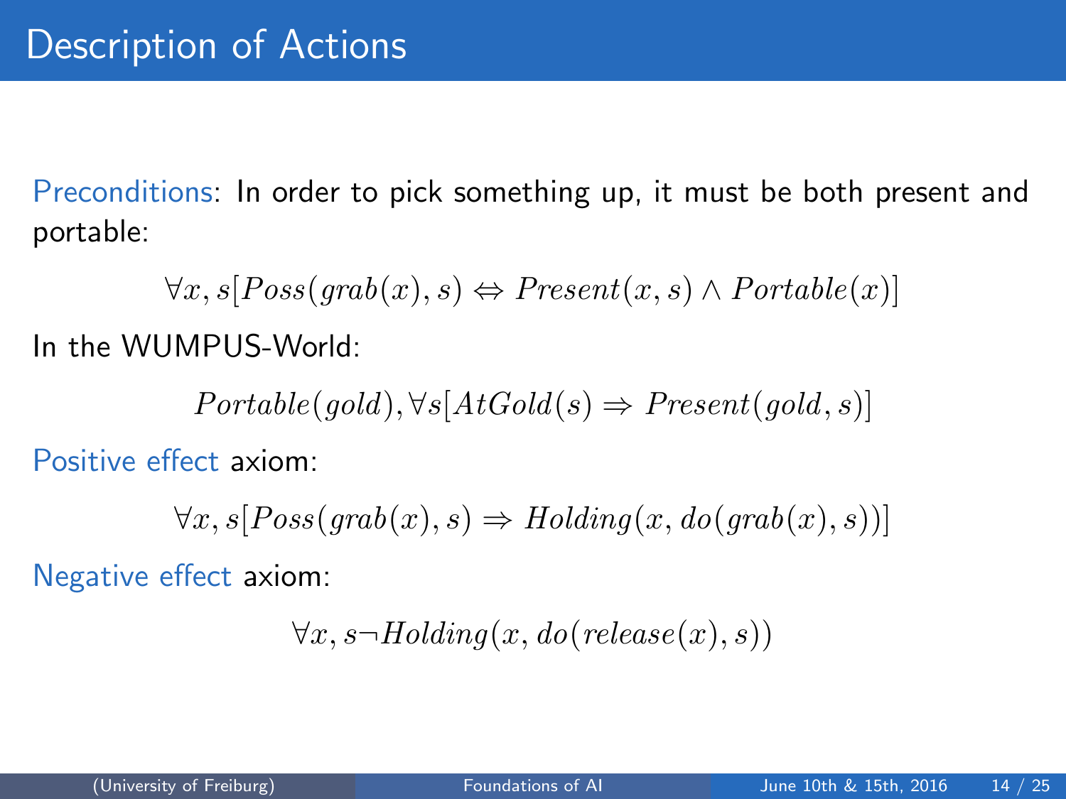# Description of Actions

Preconditions: In order to pick something up, it must be both present and portable:

$$\forall x, s[Poss(grab(x), s) \Leftrightarrow Present(x, s) \wedge Portable(x)]$$

In the WUMPUS-World:

$$Portable(gold), \forall s[AtGold(s) \Rightarrow Present(gold, s)]$$

Positive effect axiom:

$$\forall x, s[Poss(grab(x), s) \Rightarrow Holding(x, do(grab(x), s))]$$

Negative effect axiom:

$$\forall x, s \neg Holding(x, do(release(x), s))$$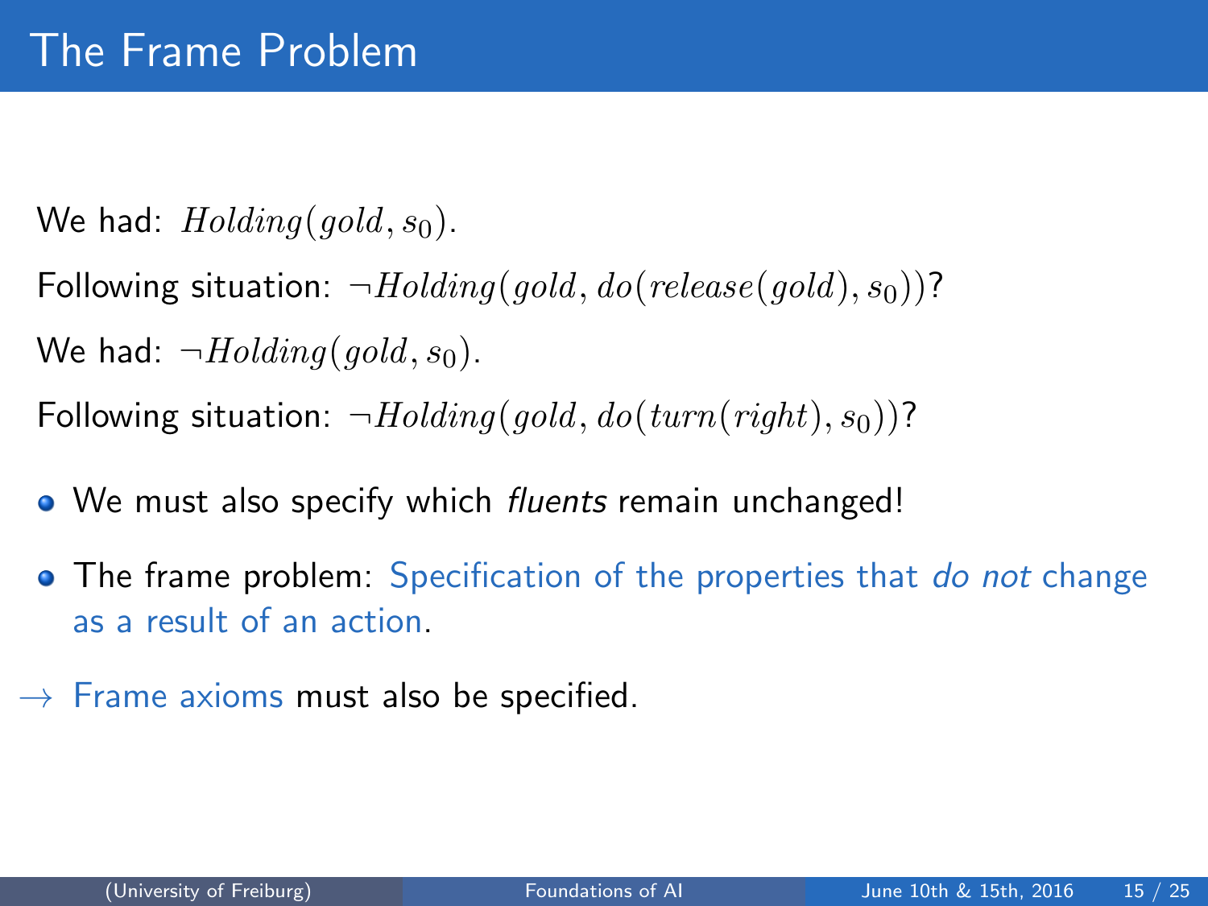# The Frame Problem

We had: $Holding(gold, s_0)$.

Following situation: $\neg Holding(gold, do(release(gold), s_0))$?

We had: $\neg Holding(gold, s_0)$.

Following situation: $\neg Holding(gold, do(turn(right), s_0))$?

- We must also specify which *fluents* remain unchanged!
- The frame problem: Specification of the properties that *do not* change as a result of an action.

$\rightarrow$ Frame axioms must also be specified.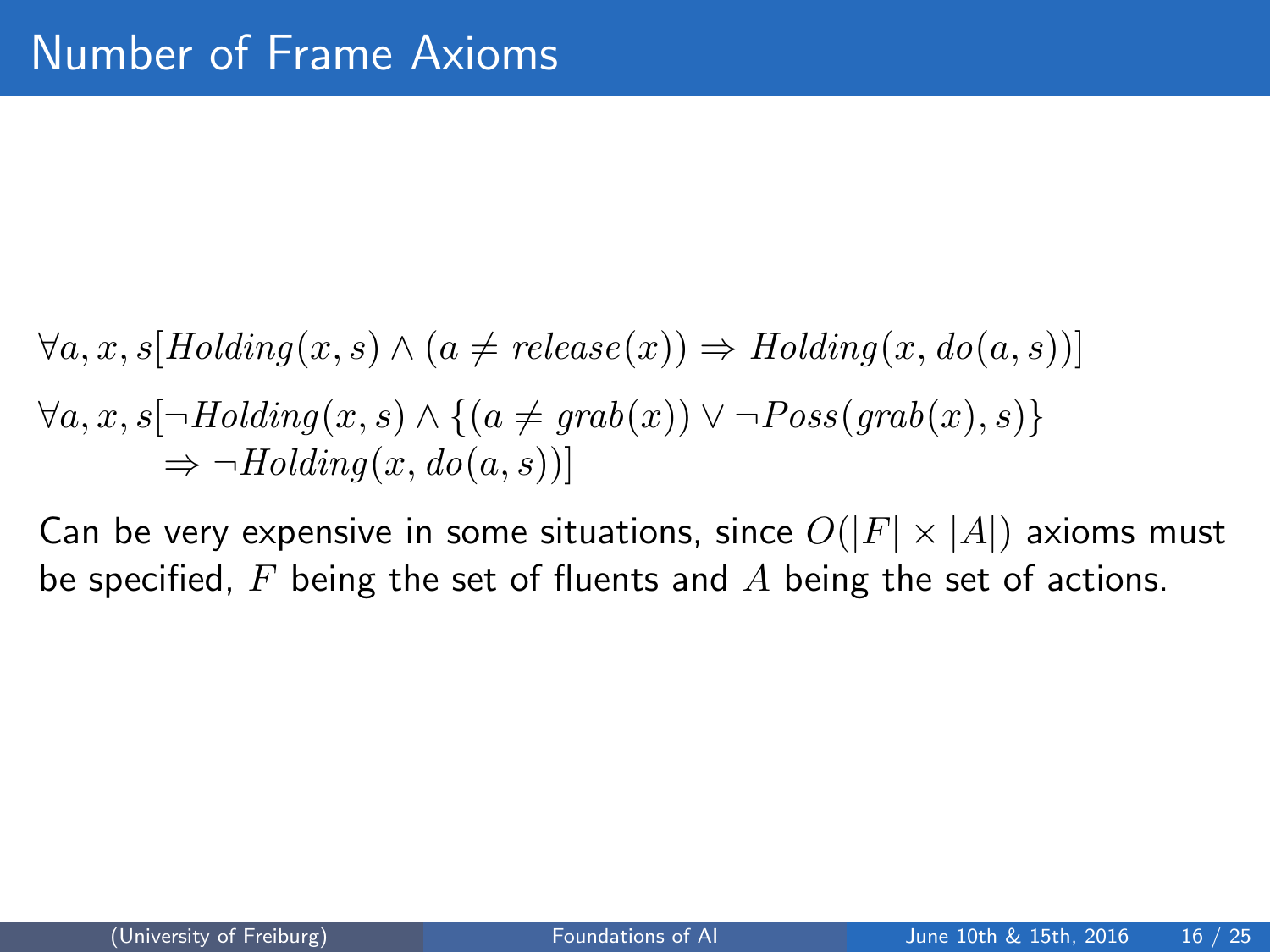# Number of Frame Axioms

$$\forall a, x, s[Holding(x, s) \land (a \neq release(x)) \Rightarrow Holding(x, do(a, s))]$$

$$\begin{aligned}\forall a, x, s[&\neg Holding(x, s) \land \{(a \neq grab(x)) \lor \neg Poss(grab(x), s)\} \\ &\Rightarrow \neg Holding(x, do(a, s))]\end{aligned}$$

Can be very expensive in some situations, since $O(|F| \times |A|)$ axioms must be specified, $F$ being the set of fluents and $A$ being the set of actions.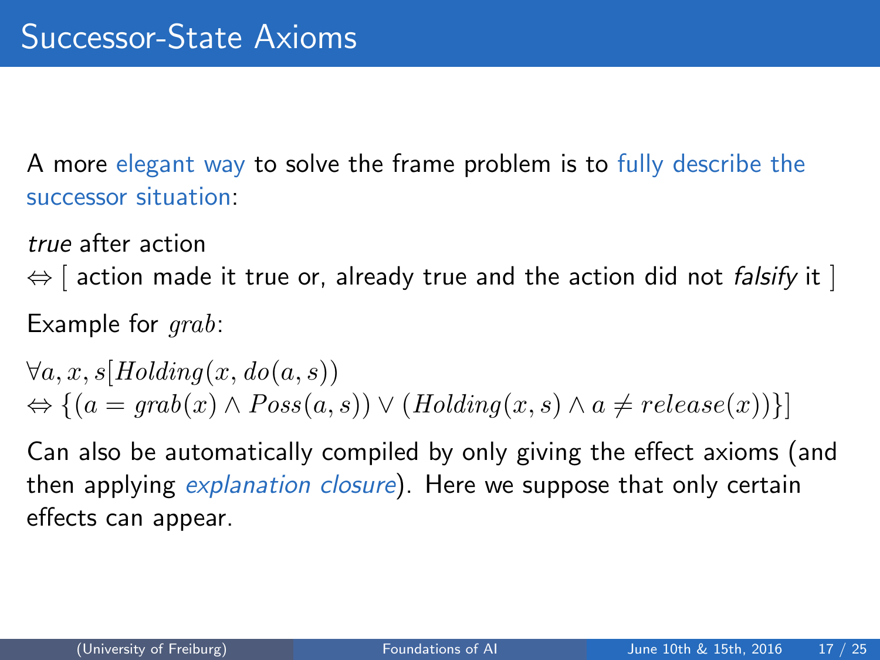# Successor-State Axioms

A more elegant way to solve the frame problem is to fully describe the successor situation:

*true* after action
$\Leftrightarrow$ [ action made it true or, already true and the action did not *falsify* it ]

Example for $grab$:

$$\forall a, x, s[Holding(x, do(a, s))$$
$$\Leftrightarrow \{(a = grab(x) \wedge Poss(a, s)) \vee (Holding(x, s) \wedge a \neq release(x))\}]$$

Can also be automatically compiled by only giving the effect axioms (and then applying *explanation closure*). Here we suppose that only certain effects can appear.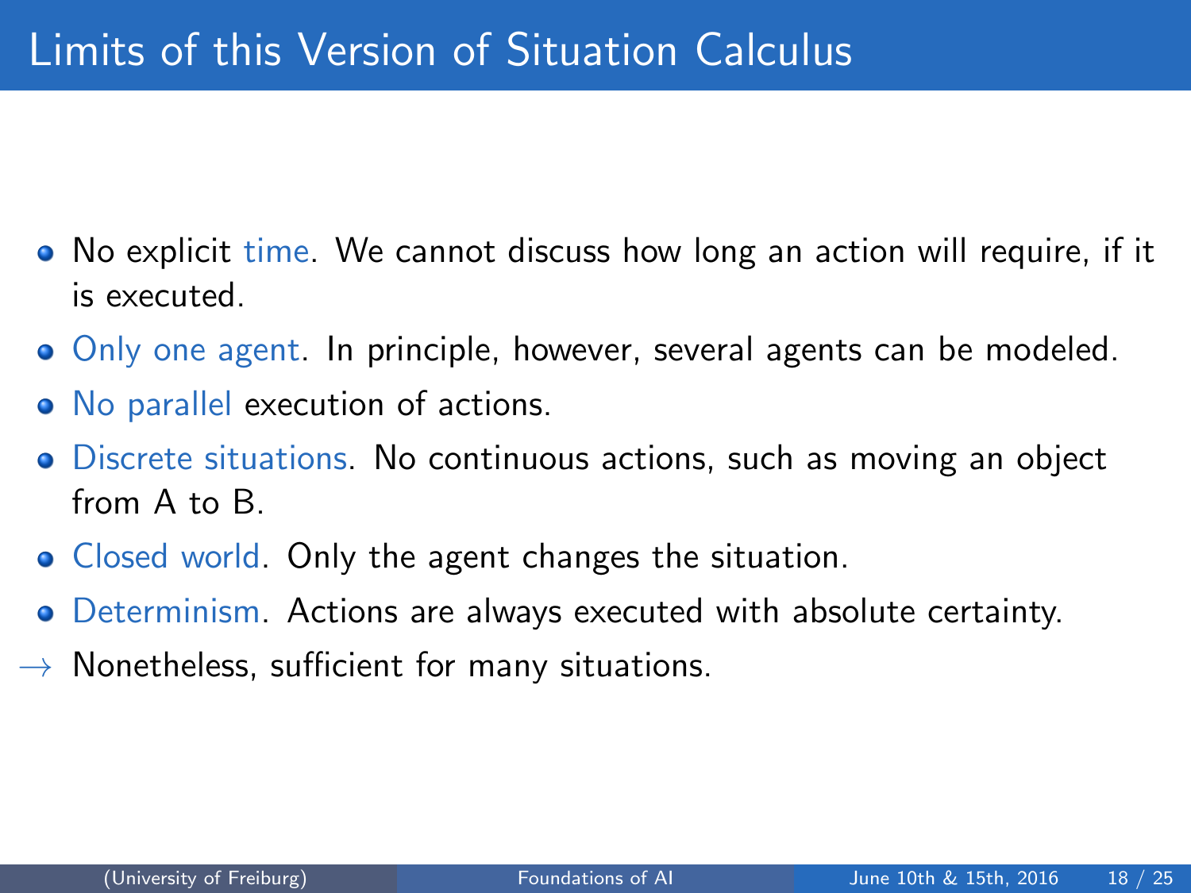# Limits of this Version of Situation Calculus

- No explicit time. We cannot discuss how long an action will require, if it is executed.
- Only one agent. In principle, however, several agents can be modeled.
- No parallel execution of actions.
- Discrete situations. No continuous actions, such as moving an object from A to B.
- Closed world. Only the agent changes the situation.
- Determinism. Actions are always executed with absolute certainty.

→ Nonetheless, sufficient for many situations.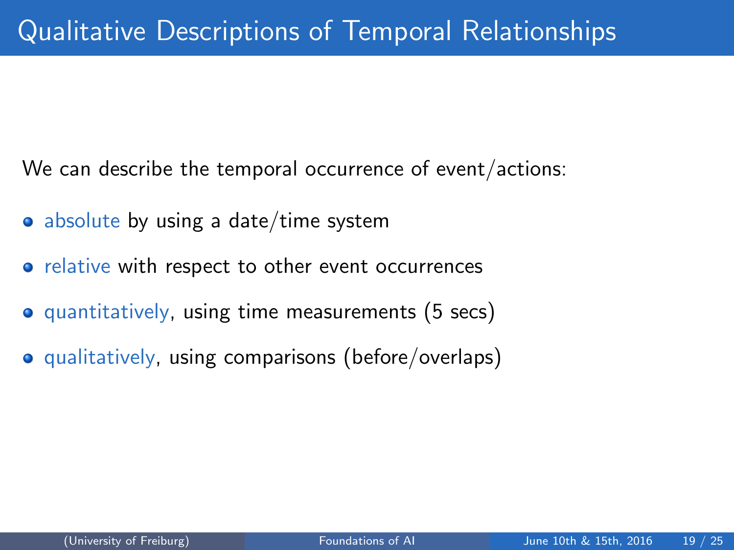# Qualitative Descriptions of Temporal Relationships

We can describe the temporal occurrence of event/actions:

- absolute by using a date/time system
- relative with respect to other event occurrences
- quantitatively, using time measurements (5 secs)
- qualitatively, using comparisons (before/overlaps)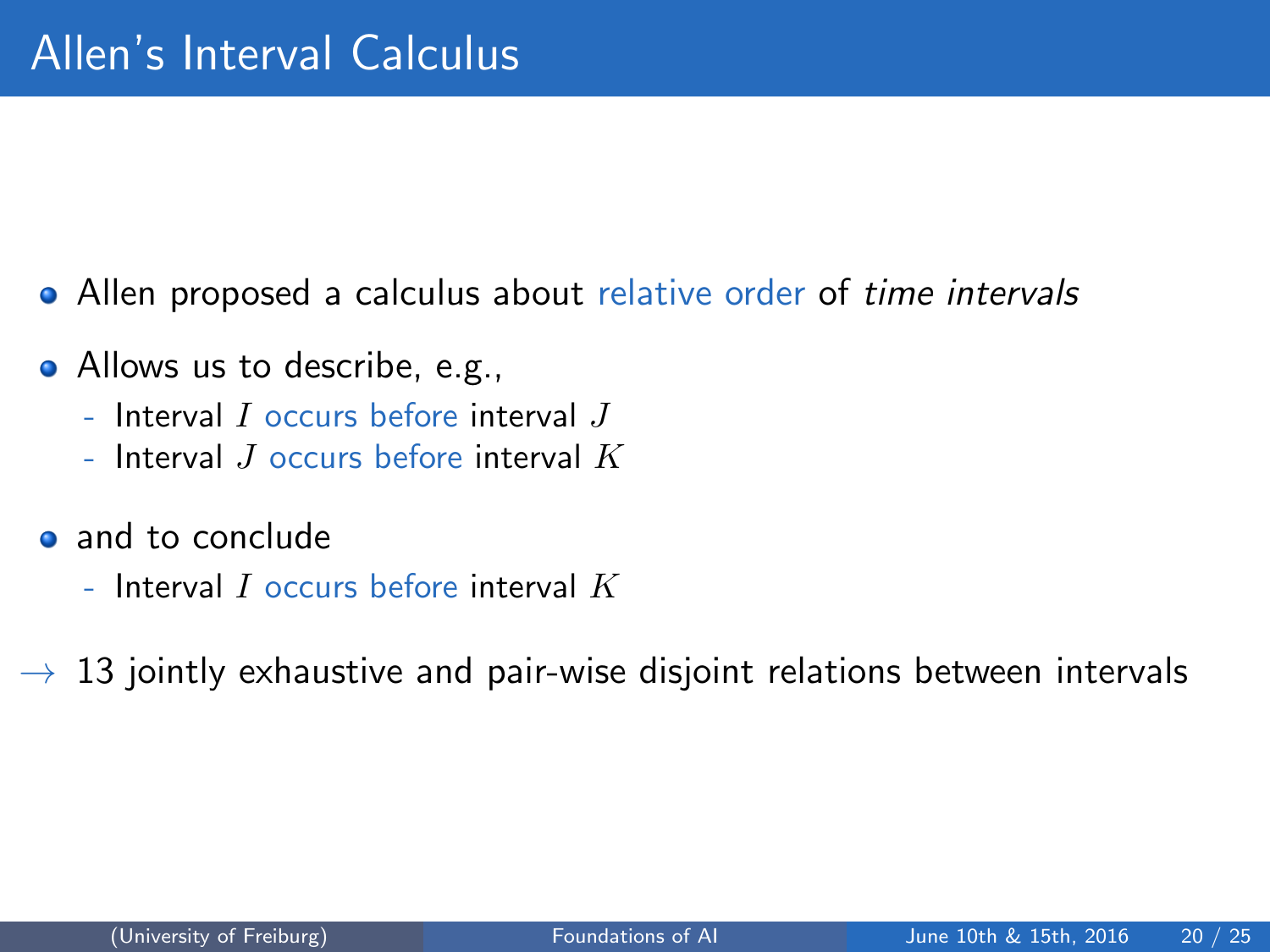# Allen's Interval Calculus

- Allen proposed a calculus about relative order of *time intervals*
- Allows us to describe, e.g.,
  - Interval $I$ occurs before interval $J$
  - Interval $J$ occurs before interval $K$
- and to conclude
  - Interval $I$ occurs before interval $K$

$\rightarrow$ 13 jointly exhaustive and pair-wise disjoint relations between intervals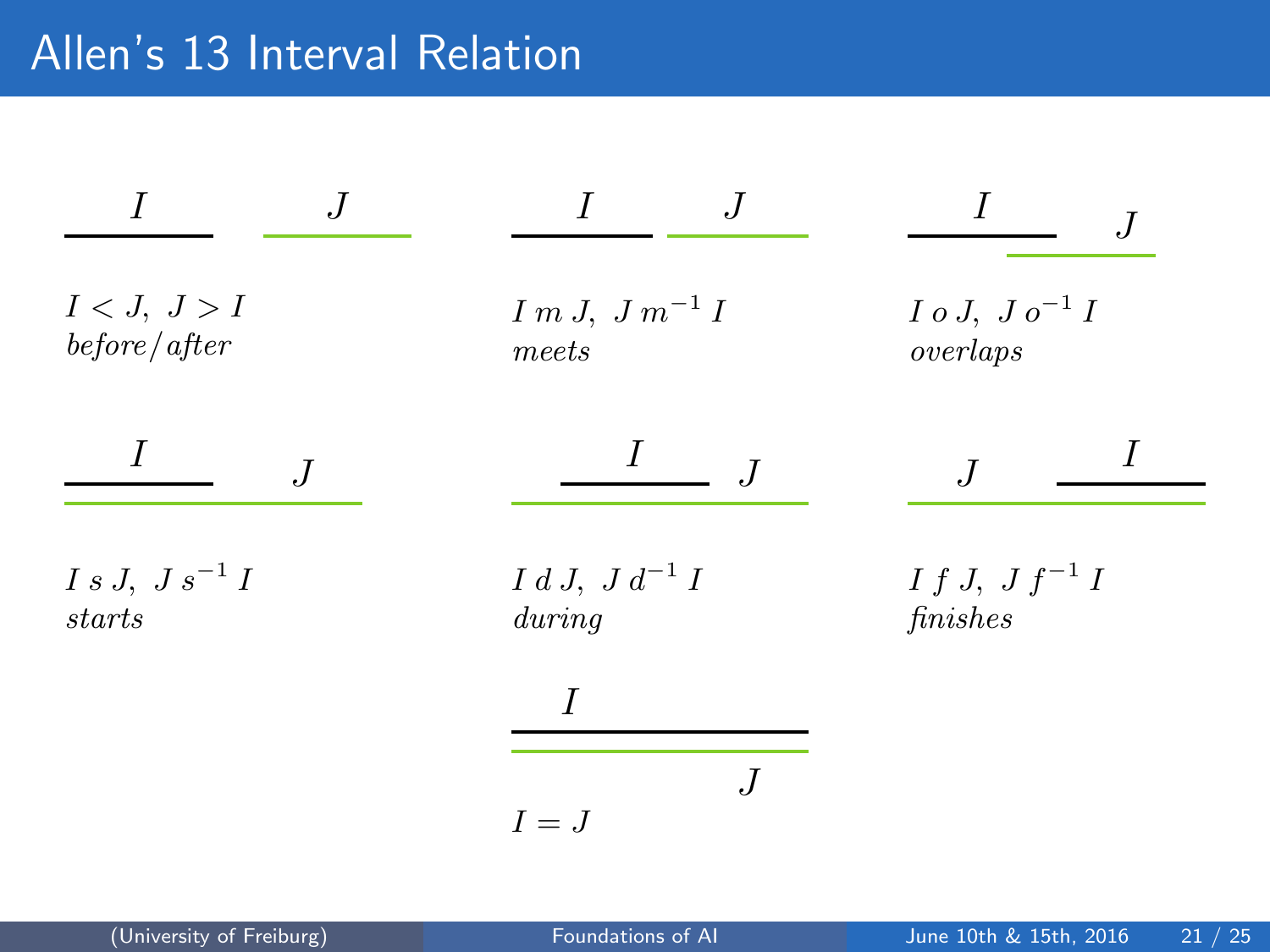# Allen's 13 Interval Relation

$I$ $J$

$I < J,\ J > I$
*before/after*

$I$ $J$

$I\ m\ J,\ J\ m^{-1}\ I$
*meets*

$I$ $J$

$I\ o\ J,\ J\ o^{-1}\ I$
*overlaps*

$I$ $J$

$I\ s\ J,\ J\ s^{-1}\ I$
*starts*

$I$ $J$

$I\ d\ J,\ J\ d^{-1}\ I$
*during*

$J$ $I$

$I\ f\ J,\ J\ f^{-1}\ I$
*finishes*

$I$

$J$

$I = J$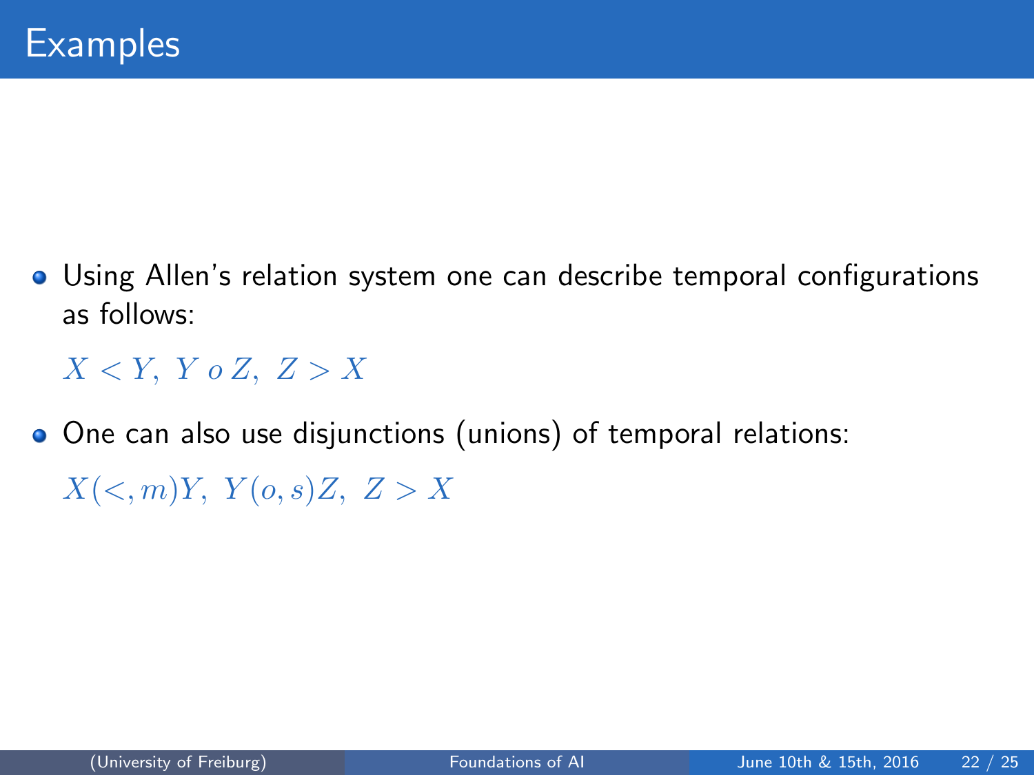# Examples

- Using Allen's relation system one can describe temporal configurations as follows:

  $X < Y,\ Y\, o\, Z,\ Z > X$

- One can also use disjunctions (unions) of temporal relations:

  $X(<, m)Y,\ Y(o, s)Z,\ Z > X$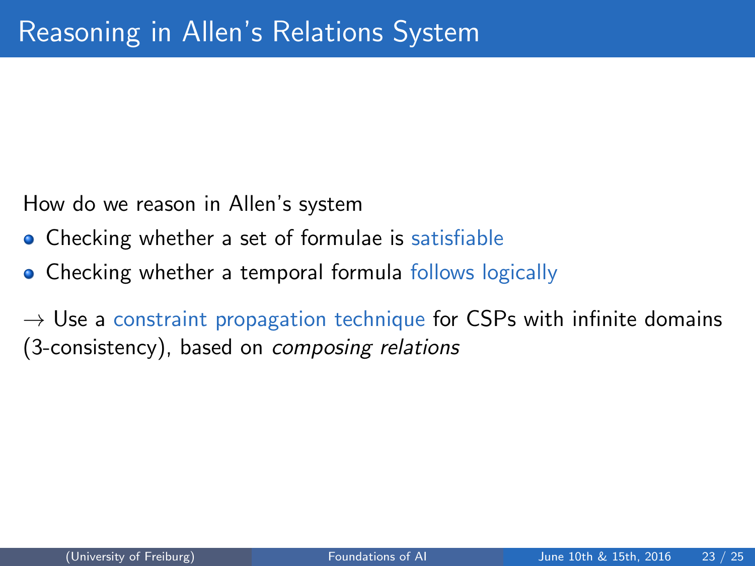# Reasoning in Allen's Relations System

How do we reason in Allen's system

- Checking whether a set of formulae is satisfiable
- Checking whether a temporal formula follows logically

$\rightarrow$ Use a constraint propagation technique for CSPs with infinite domains (3-consistency), based on *composing relations*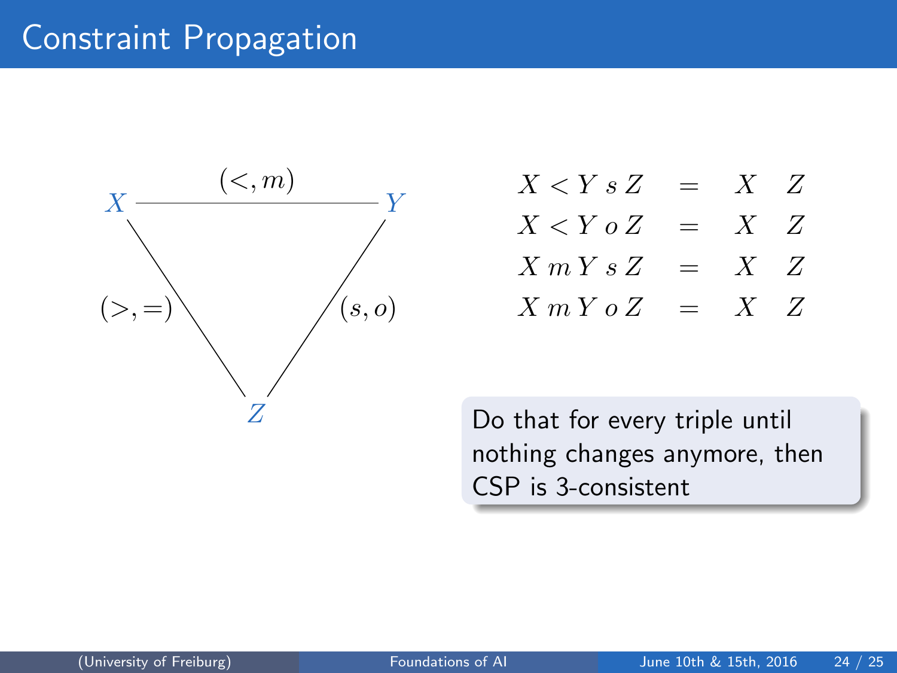# Constraint Propagation

$X$ —— $(<, m)$ —— $Y$

$X$ —— $(>, =)$ —— $Z$

$Y$ —— $(s, o)$ —— $Z$

$$X < Y \; s \; Z \quad = \quad X \quad Z$$
$$X < Y \; o \; Z \quad = \quad X \quad Z$$
$$X \; m \; Y \; s \; Z \quad = \quad X \quad Z$$
$$X \; m \; Y \; o \; Z \quad = \quad X \quad Z$$

Do that for every triple until nothing changes anymore, then CSP is 3-consistent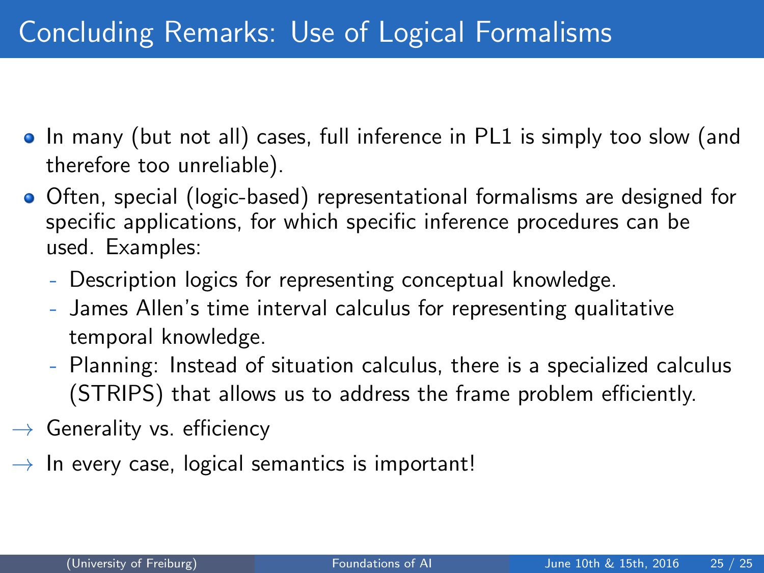# Concluding Remarks: Use of Logical Formalisms

- In many (but not all) cases, full inference in PL1 is simply too slow (and therefore too unreliable).
- Often, special (logic-based) representational formalisms are designed for specific applications, for which specific inference procedures can be used. Examples:
  - Description logics for representing conceptual knowledge.
  - James Allen's time interval calculus for representing qualitative temporal knowledge.
  - Planning: Instead of situation calculus, there is a specialized calculus (STRIPS) that allows us to address the frame problem efficiently.

→ Generality vs. efficiency

→ In every case, logical semantics is important!